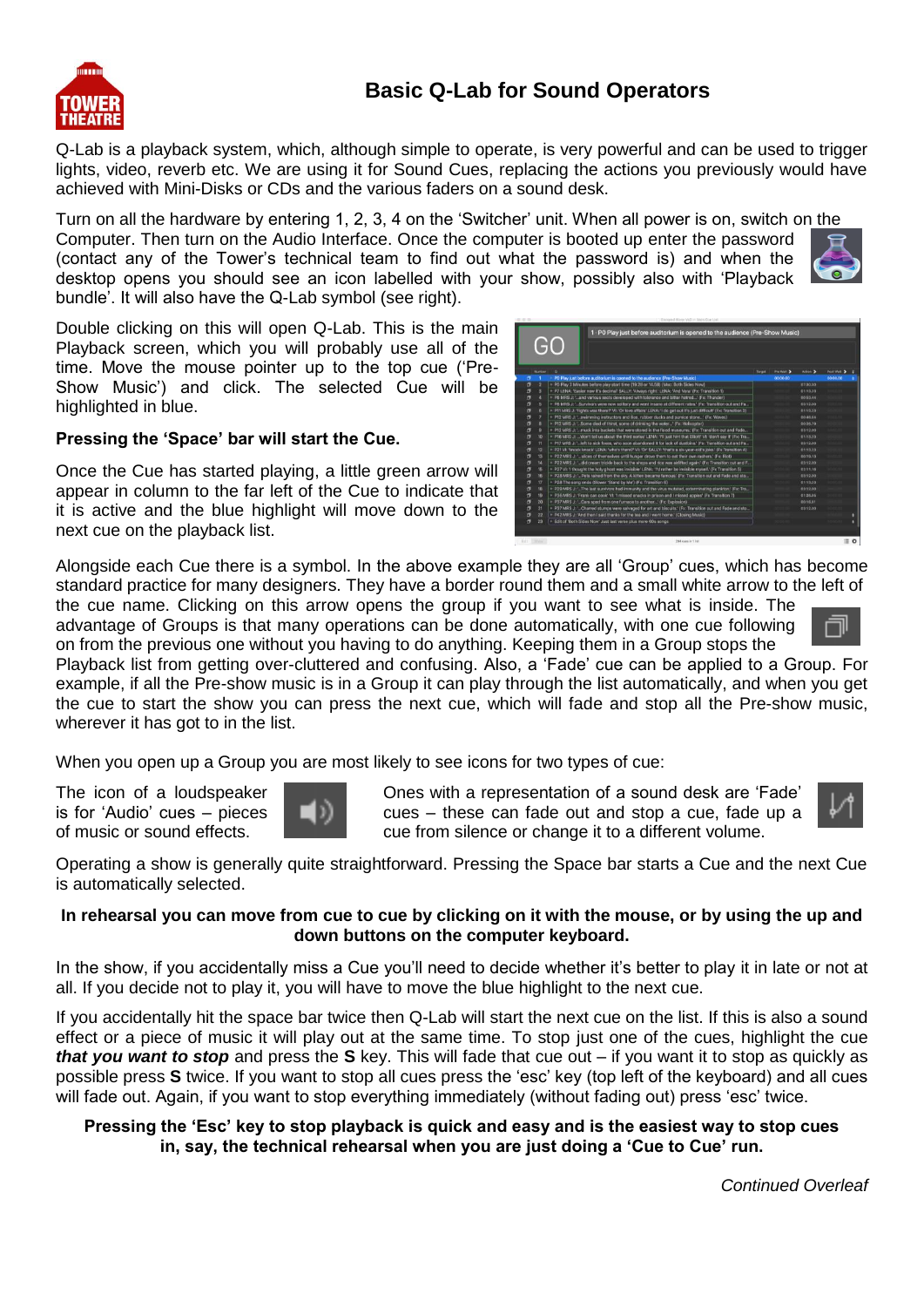# Basic Q-Lab for Sound Operators

Q-Lab is a playback system, which, although simple to operate, is very powerful and can be used to trigger lights, video, reverb etc. We are using it for Sound Cues, replacing the actions you previously would have achieved with Mini-Disks or CDs and the various faders on a sound desk.

Turn on all the hardware by entering 1, 2, 3, 4 on the 'Switcher' unit. When all power is on, switch on the Computer. Then turn on the Audio Interface. Once the computer is booted up enter the password (contact any of the Tower's technical team to find out what the password is) and when the desktop opens you should see an icon labelled with your show, possibly also with 'Playback bundle'. It will also have the Q-Lab symbol (see right).

Double clicking on this will open Q-Lab. This is the main Playback screen, which you will probably use all of the time. Move the mouse pointer up to the top cue ('Pre-Show Music') and click. The selected Cue will be highlighted in blue.

**Pressing the 'Space' bar will start the Cue.**

Once the Cue has started playing, a little green arrow will appear in column to the far left of the Cue to indicate that it is active and the blue highlight will move down to the next cue on the playback list.

Alongside each Cue there is a symbol. In the above example they are all 'Group' cues, which has become standard practice for many designers. They have a border round them and a small white arrow to the left of the cue name. Clicking on this arrow opens the group if you want to see what is inside. The advantage of Groups is that many operations can be done automatically, with one cue following on from the previous one without you having to do anything. Keeping them in a Group stops the Playback list from getting over-cluttered and confusing. Also, a 'Fade' cue can be applied to a Group. For example, if all the Pre-show music is in a Group it can play through the list automatically, and when you get the cue to start the show you can press the next cue, which will fade and stop all the Pre-show music, wherever it has got to in the list.

When you open up a Group you are most likely to see icons for two types of cue:

The icon of a loudspeaker is for 'Audio' cues – pieces of music or sound effects.

Ones with a representation of a sound desk are 'Fade' cues – these can fade out and stop a cue, fade up a cue from silence or change it to a different volume.

Operating a show is generally quite straightforward. Pressing the Space bar starts a Cue and the next Cue is automatically selected.

**In rehearsal you can move from cue to cue by clicking on it with the mouse, or by using the up and down buttons on the computer keyboard.**

In the show, if you accidentally miss a Cue you'll need to decide whether it's better to play it in late or not at all. If you decide not to play it, you will have to move the blue highlight to the next cue.

If you accidentally hit the space bar twice then Q-Lab will start the next cue on the list. If this is also a sound effect or a piece of music it will play out at the same time. To stop just one of the cues, highlight the cue ***that you want to stop*** and press the **S** key. This will fade that cue out – if you want it to stop as quickly as possible press **S** twice. If you want to stop all cues press the 'esc' key (top left of the keyboard) and all cues will fade out. Again, if you want to stop everything immediately (without fading out) press 'esc' twice.

**Pressing the 'Esc' key to stop playback is quick and easy and is the easiest way to stop cues in, say, the technical rehearsal when you are just doing a 'Cue to Cue' run.**

*Continued Overleaf*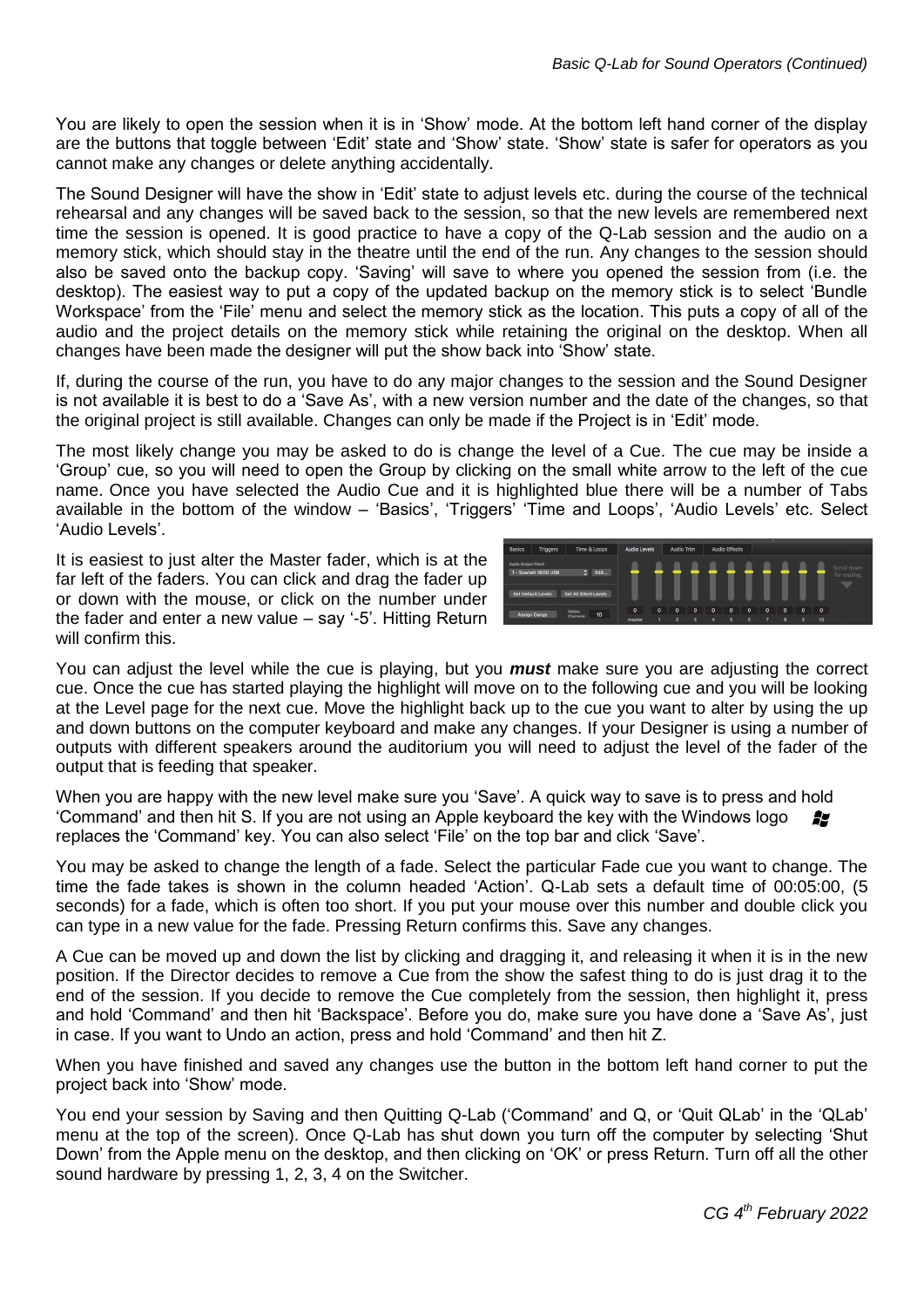You are likely to open the session when it is in 'Show' mode. At the bottom left hand corner of the display are the buttons that toggle between 'Edit' state and 'Show' state. 'Show' state is safer for operators as you cannot make any changes or delete anything accidentally.

The Sound Designer will have the show in 'Edit' state to adjust levels etc. during the course of the technical rehearsal and any changes will be saved back to the session, so that the new levels are remembered next time the session is opened. It is good practice to have a copy of the Q-Lab session and the audio on a memory stick, which should stay in the theatre until the end of the run. Any changes to the session should also be saved onto the backup copy. 'Saving' will save to where you opened the session from (i.e. the desktop). The easiest way to put a copy of the updated backup on the memory stick is to select 'Bundle Workspace' from the 'File' menu and select the memory stick as the location. This puts a copy of all of the audio and the project details on the memory stick while retaining the original on the desktop. When all changes have been made the designer will put the show back into 'Show' state.

If, during the course of the run, you have to do any major changes to the session and the Sound Designer is not available it is best to do a 'Save As', with a new version number and the date of the changes, so that the original project is still available. Changes can only be made if the Project is in 'Edit' mode.

The most likely change you may be asked to do is change the level of a Cue. The cue may be inside a 'Group' cue, so you will need to open the Group by clicking on the small white arrow to the left of the cue name. Once you have selected the Audio Cue and it is highlighted blue there will be a number of Tabs available in the bottom of the window – 'Basics', 'Triggers' 'Time and Loops', 'Audio Levels' etc. Select 'Audio Levels'.

It is easiest to just alter the Master fader, which is at the far left of the faders. You can click and drag the fader up or down with the mouse, or click on the number under the fader and enter a new value – say '-5'. Hitting Return will confirm this.

You can adjust the level while the cue is playing, but you ***must*** make sure you are adjusting the correct cue. Once the cue has started playing the highlight will move on to the following cue and you will be looking at the Level page for the next cue. Move the highlight back up to the cue you want to alter by using the up and down buttons on the computer keyboard and make any changes. If your Designer is using a number of outputs with different speakers around the auditorium you will need to adjust the level of the fader of the output that is feeding that speaker.

When you are happy with the new level make sure you 'Save'. A quick way to save is to press and hold 'Command' and then hit S. If you are not using an Apple keyboard the key with the Windows logo replaces the 'Command' key. You can also select 'File' on the top bar and click 'Save'.

You may be asked to change the length of a fade. Select the particular Fade cue you want to change. The time the fade takes is shown in the column headed 'Action'. Q-Lab sets a default time of 00:05:00, (5 seconds) for a fade, which is often too short. If you put your mouse over this number and double click you can type in a new value for the fade. Pressing Return confirms this. Save any changes.

A Cue can be moved up and down the list by clicking and dragging it, and releasing it when it is in the new position. If the Director decides to remove a Cue from the show the safest thing to do is just drag it to the end of the session. If you decide to remove the Cue completely from the session, then highlight it, press and hold 'Command' and then hit 'Backspace'. Before you do, make sure you have done a 'Save As', just in case. If you want to Undo an action, press and hold 'Command' and then hit Z.

When you have finished and saved any changes use the button in the bottom left hand corner to put the project back into 'Show' mode.

You end your session by Saving and then Quitting Q-Lab ('Command' and Q, or 'Quit QLab' in the 'QLab' menu at the top of the screen). Once Q-Lab has shut down you turn off the computer by selecting 'Shut Down' from the Apple menu on the desktop, and then clicking on 'OK' or press Return. Turn off all the other sound hardware by pressing 1, 2, 3, 4 on the Switcher.

*CG 4th February 2022*